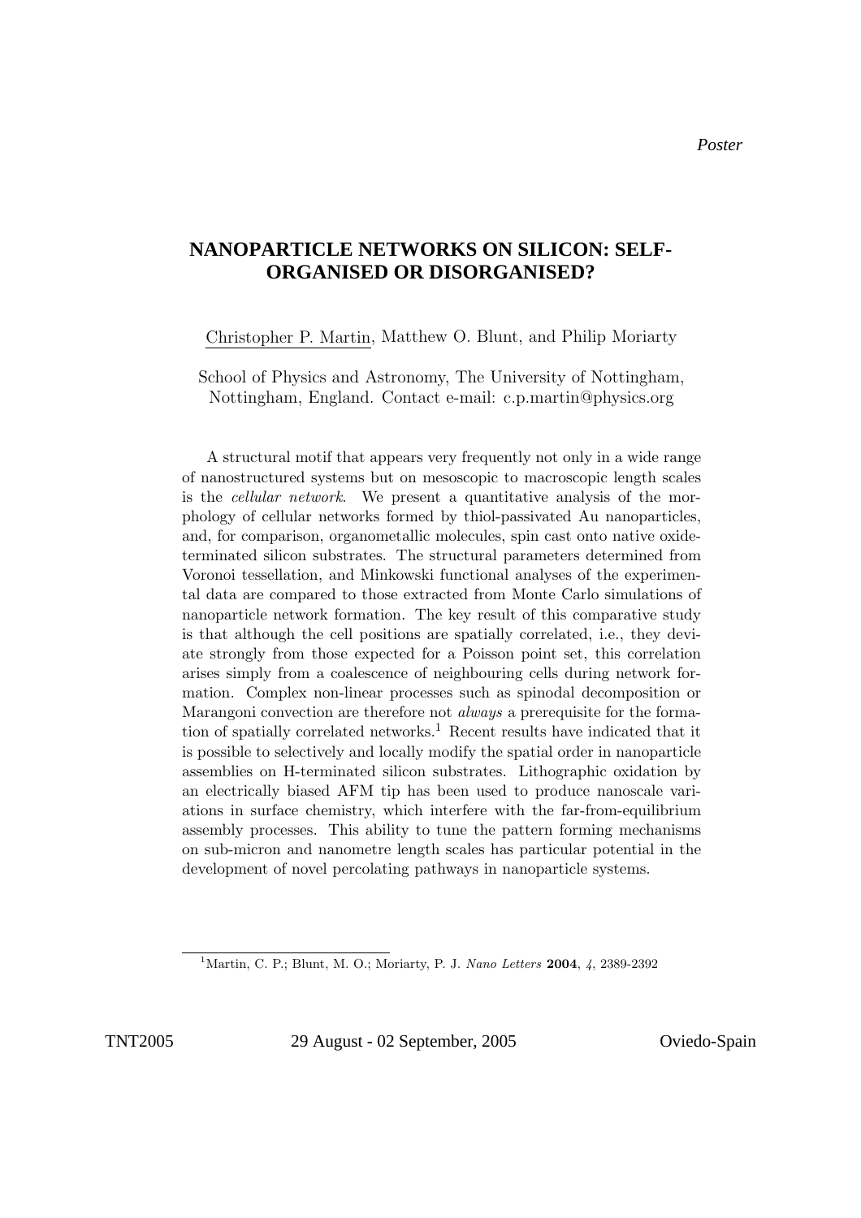*Poster*

# NANOPARTICLE NETWORKS ON SILICON: SELF-ORGANISED OR DISORGANISED?

Christopher P. Martin, Matthew O. Blunt, and Philip Moriarty

School of Physics and Astronomy, The University of Nottingham, Nottingham, England. Contact e-mail: c.p.martin@physics.org

A structural motif that appears very frequently not only in a wide range of nanostructured systems but on mesoscopic to macroscopic length scales is the *cellular network*. We present a quantitative analysis of the morphology of cellular networks formed by thiol-passivated Au nanoparticles, and, for comparison, organometallic molecules, spin cast onto native oxide-terminated silicon substrates. The structural parameters determined from Voronoi tessellation, and Minkowski functional analyses of the experimental data are compared to those extracted from Monte Carlo simulations of nanoparticle network formation. The key result of this comparative study is that although the cell positions are spatially correlated, i.e., they deviate strongly from those expected for a Poisson point set, this correlation arises simply from a coalescence of neighbouring cells during network formation. Complex non-linear processes such as spinodal decomposition or Marangoni convection are therefore not *always* a prerequisite for the formation of spatially correlated networks.[1] Recent results have indicated that it is possible to selectively and locally modify the spatial order in nanoparticle assemblies on H-terminated silicon substrates. Lithographic oxidation by an electrically biased AFM tip has been used to produce nanoscale variations in surface chemistry, which interfere with the far-from-equilibrium assembly processes. This ability to tune the pattern forming mechanisms on sub-micron and nanometre length scales has particular potential in the development of novel percolating pathways in nanoparticle systems.

[1] Martin, C. P.; Blunt, M. O.; Moriarty, P. J. *Nano Letters* **2004**, *4*, 2389-2392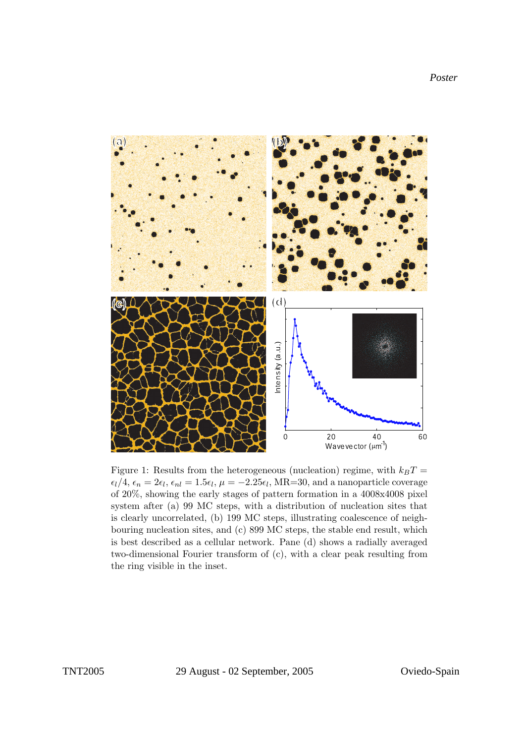(a)

(b)

(c)

(d)

Intensity (a.u.)

0

20

40

60

Wavevector (μm$^{-1}$)

Figure 1: Results from the heterogeneous (nucleation) regime, with $k_BT = \epsilon_l/4$, $\epsilon_n = 2\epsilon_l$, $\epsilon_{nl} = 1.5\epsilon_l$, $\mu = -2.25\epsilon_l$, MR=30, and a nanoparticle coverage of 20%, showing the early stages of pattern formation in a 4008x4008 pixel system after (a) 99 MC steps, with a distribution of nucleation sites that is clearly uncorrelated, (b) 199 MC steps, illustrating coalescence of neighbouring nucleation sites, and (c) 899 MC steps, the stable end result, which is best described as a cellular network. Pane (d) shows a radially averaged two-dimensional Fourier transform of (c), with a clear peak resulting from the ring visible in the inset.